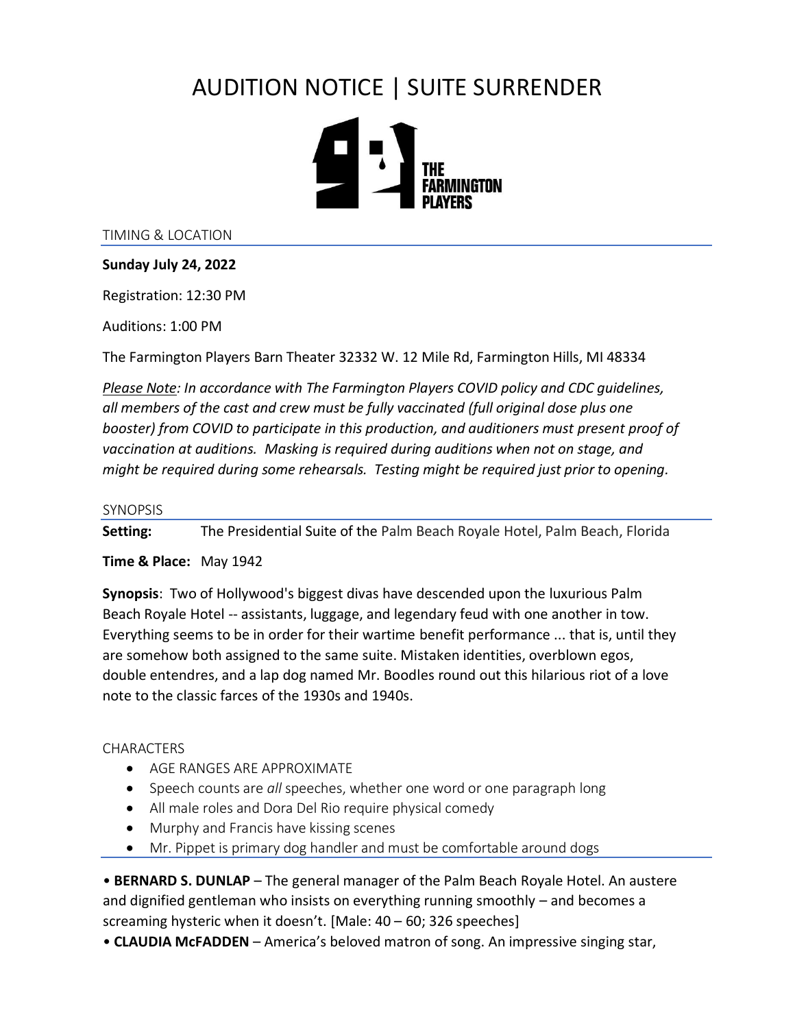# AUDITION NOTICE | SUITE SURRENDER

THE FARMINGTON PLAYERS

## TIMING & LOCATION

**Sunday July 24, 2022**

Registration: 12:30 PM

Auditions: 1:00 PM

The Farmington Players Barn Theater 32332 W. 12 Mile Rd, Farmington Hills, MI 48334

*Please Note: In accordance with The Farmington Players COVID policy and CDC guidelines, all members of the cast and crew must be fully vaccinated (full original dose plus one booster) from COVID to participate in this production, and auditioners must present proof of vaccination at auditions. Masking is required during auditions when not on stage, and might be required during some rehearsals. Testing might be required just prior to opening.*

## SYNOPSIS

**Setting:** The Presidential Suite of the Palm Beach Royale Hotel, Palm Beach, Florida

**Time & Place:** May 1942

**Synopsis**: Two of Hollywood's biggest divas have descended upon the luxurious Palm Beach Royale Hotel -- assistants, luggage, and legendary feud with one another in tow. Everything seems to be in order for their wartime benefit performance ... that is, until they are somehow both assigned to the same suite. Mistaken identities, overblown egos, double entendres, and a lap dog named Mr. Boodles round out this hilarious riot of a love note to the classic farces of the 1930s and 1940s.

## CHARACTERS

- AGE RANGES ARE APPROXIMATE
- Speech counts are *all* speeches, whether one word or one paragraph long
- All male roles and Dora Del Rio require physical comedy
- Murphy and Francis have kissing scenes
- Mr. Pippet is primary dog handler and must be comfortable around dogs

• **BERNARD S. DUNLAP** – The general manager of the Palm Beach Royale Hotel. An austere and dignified gentleman who insists on everything running smoothly – and becomes a screaming hysteric when it doesn't. [Male: 40 – 60; 326 speeches]

• **CLAUDIA McFADDEN** – America's beloved matron of song. An impressive singing star,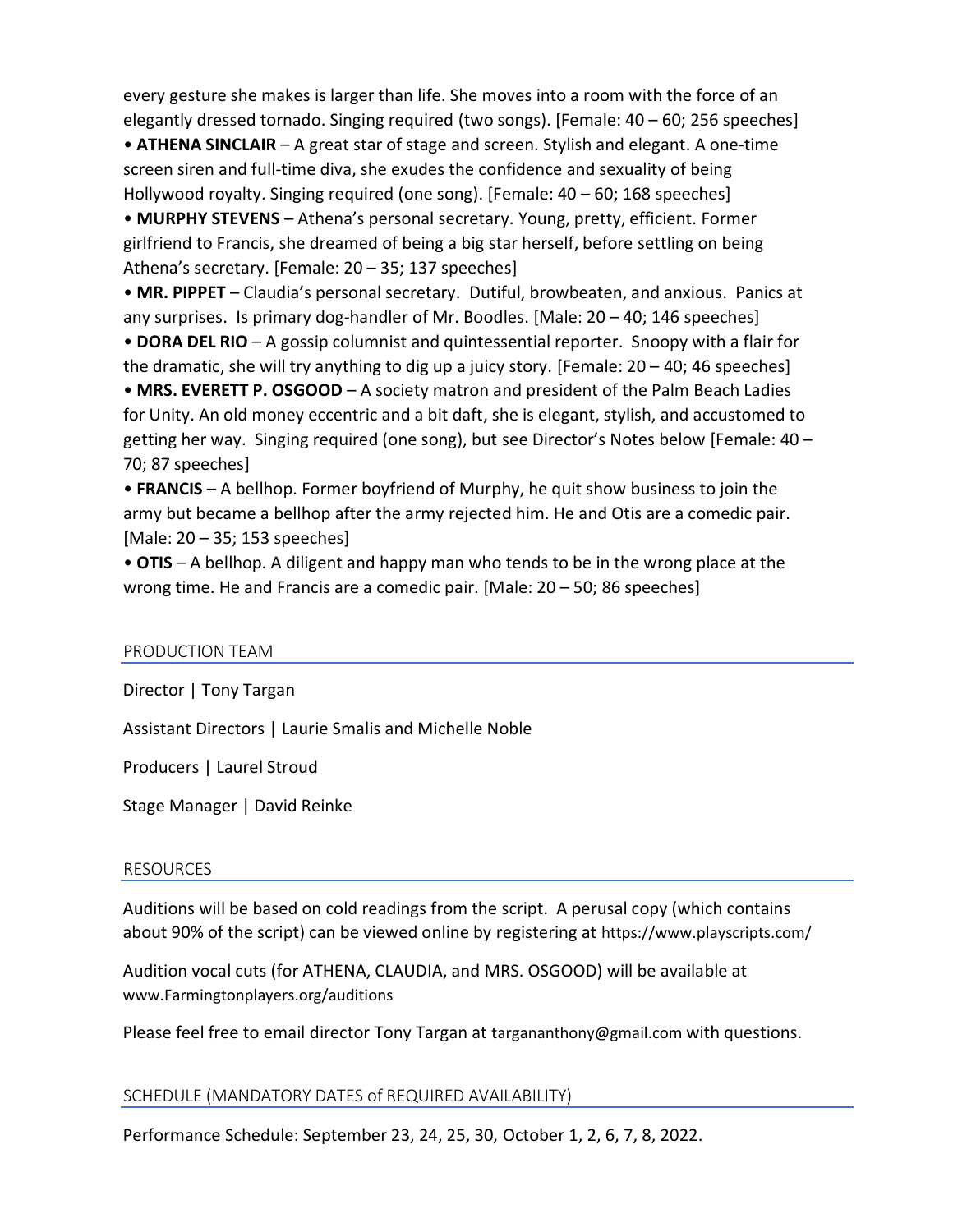every gesture she makes is larger than life. She moves into a room with the force of an elegantly dressed tornado. Singing required (two songs). [Female: 40 – 60; 256 speeches]

- **ATHENA SINCLAIR** – A great star of stage and screen. Stylish and elegant. A one-time screen siren and full-time diva, she exudes the confidence and sexuality of being Hollywood royalty. Singing required (one song). [Female: 40 – 60; 168 speeches]
- **MURPHY STEVENS** – Athena's personal secretary. Young, pretty, efficient. Former girlfriend to Francis, she dreamed of being a big star herself, before settling on being Athena's secretary. [Female: 20 – 35; 137 speeches]
- **MR. PIPPET** – Claudia's personal secretary. Dutiful, browbeaten, and anxious. Panics at any surprises. Is primary dog-handler of Mr. Boodles. [Male: 20 – 40; 146 speeches]
- **DORA DEL RIO** – A gossip columnist and quintessential reporter. Snoopy with a flair for the dramatic, she will try anything to dig up a juicy story. [Female: 20 – 40; 46 speeches]
- **MRS. EVERETT P. OSGOOD** – A society matron and president of the Palm Beach Ladies for Unity. An old money eccentric and a bit daft, she is elegant, stylish, and accustomed to getting her way. Singing required (one song), but see Director's Notes below [Female: 40 – 70; 87 speeches]
- **FRANCIS** – A bellhop. Former boyfriend of Murphy, he quit show business to join the army but became a bellhop after the army rejected him. He and Otis are a comedic pair. [Male: 20 – 35; 153 speeches]
- **OTIS** – A bellhop. A diligent and happy man who tends to be in the wrong place at the wrong time. He and Francis are a comedic pair. [Male: 20 – 50; 86 speeches]

## PRODUCTION TEAM

Director | Tony Targan

Assistant Directors | Laurie Smalis and Michelle Noble

Producers | Laurel Stroud

Stage Manager | David Reinke

## RESOURCES

Auditions will be based on cold readings from the script. A perusal copy (which contains about 90% of the script) can be viewed online by registering at https://www.playscripts.com/

Audition vocal cuts (for ATHENA, CLAUDIA, and MRS. OSGOOD) will be available at www.Farmingtonplayers.org/auditions

Please feel free to email director Tony Targan at targanantony@gmail.com with questions.

## SCHEDULE (MANDATORY DATES of REQUIRED AVAILABILITY)

Performance Schedule: September 23, 24, 25, 30, October 1, 2, 6, 7, 8, 2022.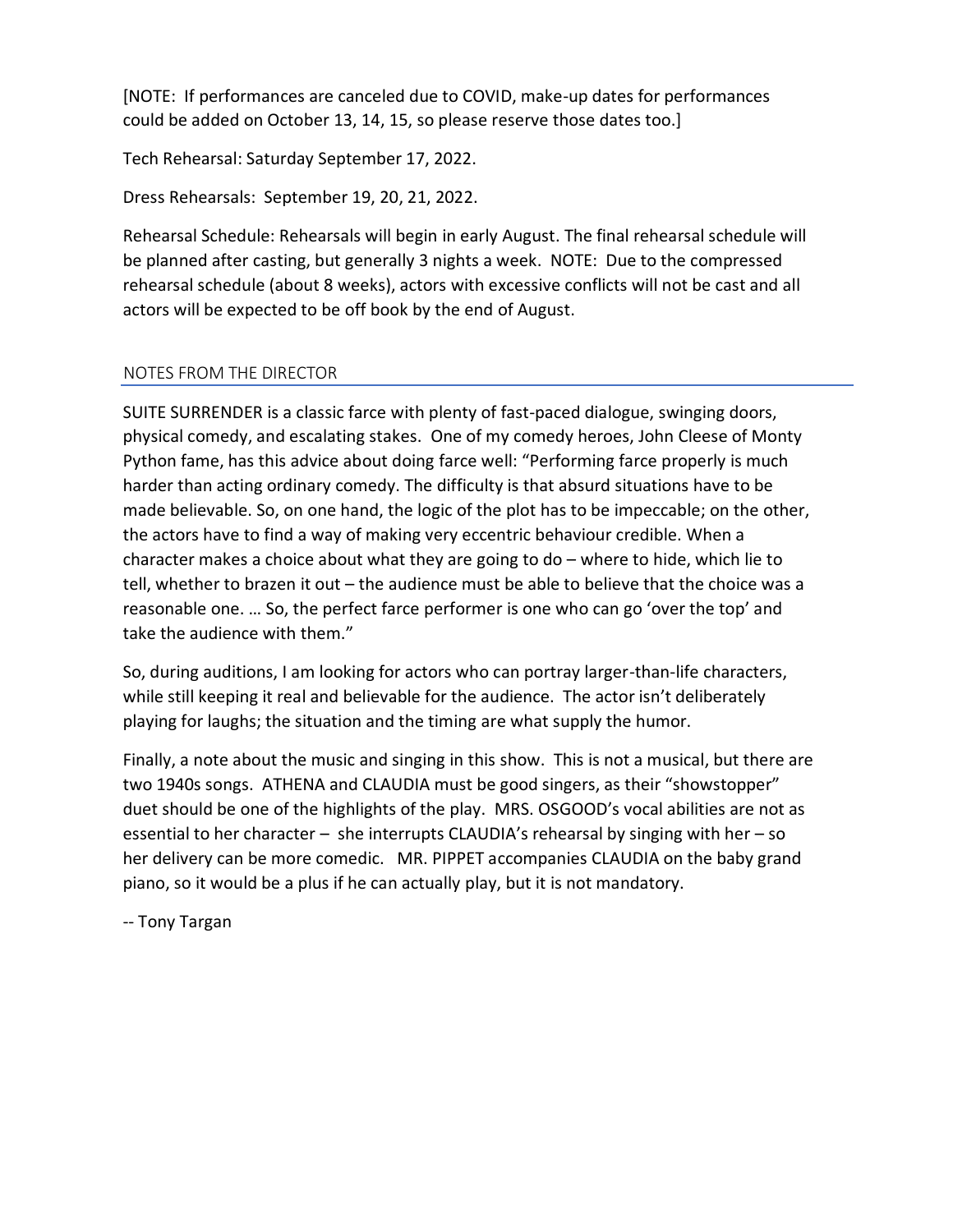[NOTE: If performances are canceled due to COVID, make-up dates for performances could be added on October 13, 14, 15, so please reserve those dates too.]

Tech Rehearsal: Saturday September 17, 2022.

Dress Rehearsals: September 19, 20, 21, 2022.

Rehearsal Schedule: Rehearsals will begin in early August. The final rehearsal schedule will be planned after casting, but generally 3 nights a week. NOTE: Due to the compressed rehearsal schedule (about 8 weeks), actors with excessive conflicts will not be cast and all actors will be expected to be off book by the end of August.

## NOTES FROM THE DIRECTOR

SUITE SURRENDER is a classic farce with plenty of fast-paced dialogue, swinging doors, physical comedy, and escalating stakes. One of my comedy heroes, John Cleese of Monty Python fame, has this advice about doing farce well: "Performing farce properly is much harder than acting ordinary comedy. The difficulty is that absurd situations have to be made believable. So, on one hand, the logic of the plot has to be impeccable; on the other, the actors have to find a way of making very eccentric behaviour credible. When a character makes a choice about what they are going to do – where to hide, which lie to tell, whether to brazen it out – the audience must be able to believe that the choice was a reasonable one. … So, the perfect farce performer is one who can go 'over the top' and take the audience with them."

So, during auditions, I am looking for actors who can portray larger-than-life characters, while still keeping it real and believable for the audience. The actor isn't deliberately playing for laughs; the situation and the timing are what supply the humor.

Finally, a note about the music and singing in this show. This is not a musical, but there are two 1940s songs. ATHENA and CLAUDIA must be good singers, as their "showstopper" duet should be one of the highlights of the play. MRS. OSGOOD's vocal abilities are not as essential to her character – she interrupts CLAUDIA's rehearsal by singing with her – so her delivery can be more comedic. MR. PIPPET accompanies CLAUDIA on the baby grand piano, so it would be a plus if he can actually play, but it is not mandatory.

-- Tony Targan